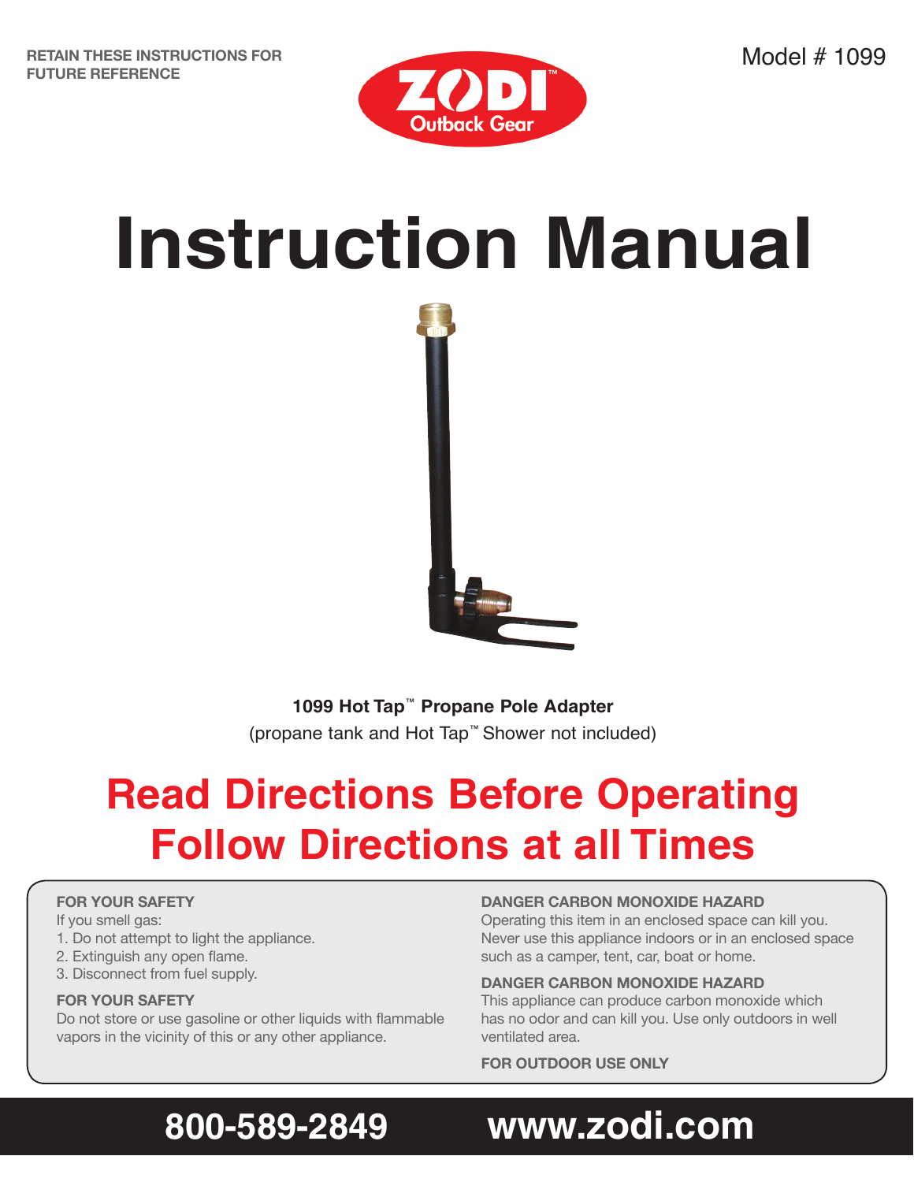**RETAIN THESE INSTRUCTIONS FOR FUTURE REFERENCE**

ZODI™ Outback Gear

Model # 1099

# Instruction Manual

**1099 Hot Tap™ Propane Pole Adapter**

(propane tank and Hot Tap™ Shower not included)

## Read Directions Before Operating
## Follow Directions at all Times

**FOR YOUR SAFETY**

If you smell gas:

1. Do not attempt to light the appliance.
2. Extinguish any open flame.
3. Disconnect from fuel supply.

**FOR YOUR SAFETY**

Do not store or use gasoline or other liquids with flammable vapors in the vicinity of this or any other appliance.

**DANGER CARBON MONOXIDE HAZARD**

Operating this item in an enclosed space can kill you. Never use this appliance indoors or in an enclosed space such as a camper, tent, car, boat or home.

**DANGER CARBON MONOXIDE HAZARD**

This appliance can produce carbon monoxide which has no odor and can kill you. Use only outdoors in well ventilated area.

**FOR OUTDOOR USE ONLY**

**800-589-2849** **www.zodi.com**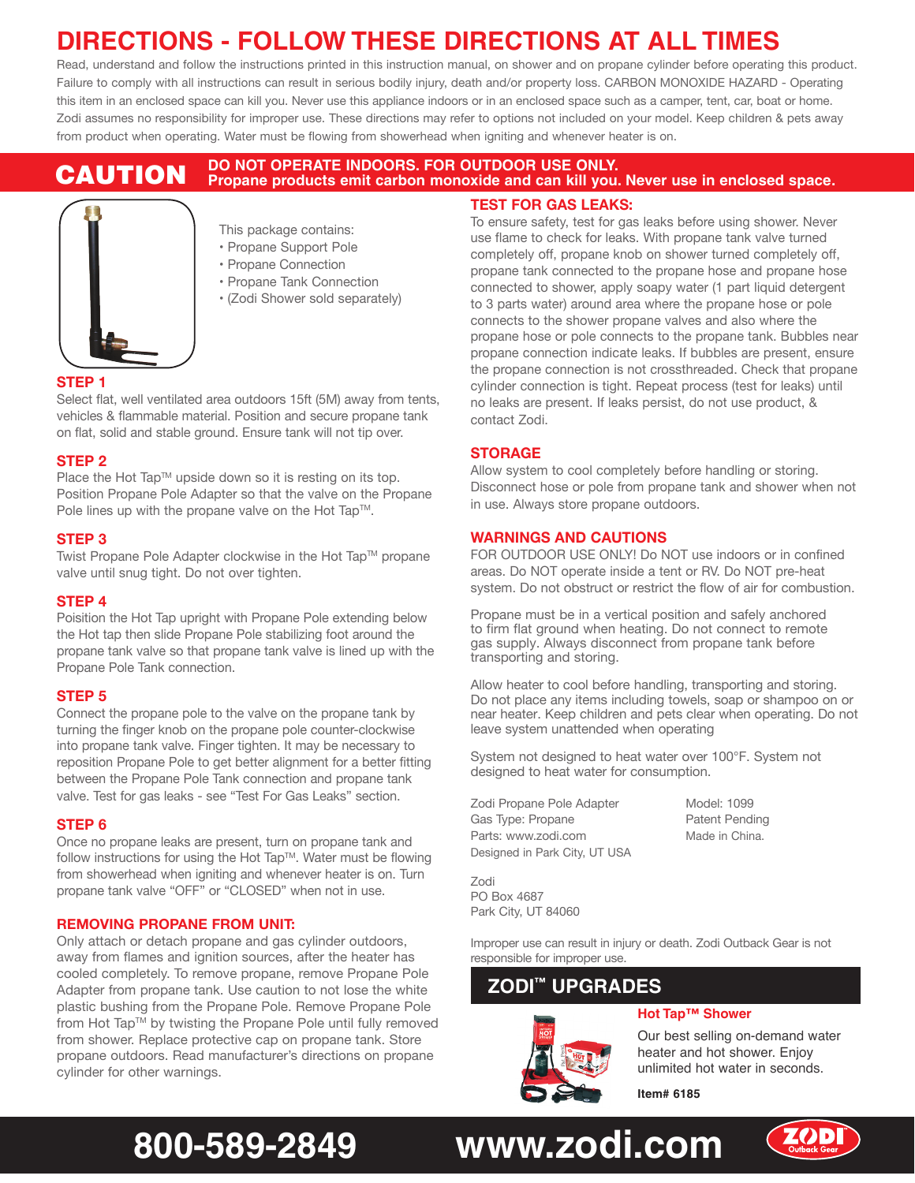# DIRECTIONS - FOLLOW THESE DIRECTIONS AT ALL TIMES

Read, understand and follow the instructions printed in this instruction manual, on shower and on propane cylinder before operating this product. Failure to comply with all instructions can result in serious bodily injury, death and/or property loss. CARBON MONOXIDE HAZARD - Operating this item in an enclosed space can kill you. Never use this appliance indoors or in an enclosed space such as a camper, tent, car, boat or home. Zodi assumes no responsibility for improper use. These directions may refer to options not included on your model. Keep children & pets away from product when operating. Water must be flowing from showerhead when igniting and whenever heater is on.

**CAUTION** **DO NOT OPERATE INDOORS. FOR OUTDOOR USE ONLY. Propane products emit carbon monoxide and can kill you. Never use in enclosed space.**

This package contains:
- Propane Support Pole
- Propane Connection
- Propane Tank Connection
- (Zodi Shower sold separately)

### STEP 1

Select flat, well ventilated area outdoors 15ft (5M) away from tents, vehicles & flammable material. Position and secure propane tank on flat, solid and stable ground. Ensure tank will not tip over.

### STEP 2

Place the Hot Tap™ upside down so it is resting on its top. Position Propane Pole Adapter so that the valve on the Propane Pole lines up with the propane valve on the Hot Tap™.

### STEP 3

Twist Propane Pole Adapter clockwise in the Hot Tap™ propane valve until snug tight. Do not over tighten.

### STEP 4

Poisition the Hot Tap upright with Propane Pole extending below the Hot tap then slide Propane Pole stabilizing foot around the propane tank valve so that propane tank valve is lined up with the Propane Pole Tank connection.

### STEP 5

Connect the propane pole to the valve on the propane tank by turning the finger knob on the propane pole counter-clockwise into propane tank valve. Finger tighten. It may be necessary to reposition Propane Pole to get better alignment for a better fitting between the Propane Pole Tank connection and propane tank valve. Test for gas leaks - see "Test For Gas Leaks" section.

### STEP 6

Once no propane leaks are present, turn on propane tank and follow instructions for using the Hot Tap™. Water must be flowing from showerhead when igniting and whenever heater is on. Turn propane tank valve "OFF" or "CLOSED" when not in use.

### REMOVING PROPANE FROM UNIT:

Only attach or detach propane and gas cylinder outdoors, away from flames and ignition sources, after the heater has cooled completely. To remove propane, remove Propane Pole Adapter from propane tank. Use caution to not lose the white plastic bushing from the Propane Pole. Remove Propane Pole from Hot Tap™ by twisting the Propane Pole until fully removed from shower. Replace protective cap on propane tank. Store propane outdoors. Read manufacturer's directions on propane cylinder for other warnings.

### TEST FOR GAS LEAKS:

To ensure safety, test for gas leaks before using shower. Never use flame to check for leaks. With propane tank valve turned completely off, propane knob on shower turned completely off, propane tank connected to the propane hose and propane hose connected to shower, apply soapy water (1 part liquid detergent to 3 parts water) around area where the propane hose or pole connects to the shower propane valves and also where the propane hose or pole connects to the propane tank. Bubbles near propane connection indicate leaks. If bubbles are present, ensure the propane connection is not crossthreaded. Check that propane cylinder connection is tight. Repeat process (test for leaks) until no leaks are present. If leaks persist, do not use product, & contact Zodi.

### STORAGE

Allow system to cool completely before handling or storing. Disconnect hose or pole from propane tank and shower when not in use. Always store propane outdoors.

### WARNINGS AND CAUTIONS

FOR OUTDOOR USE ONLY! Do NOT use indoors or in confined areas. Do NOT operate inside a tent or RV. Do NOT pre-heat system. Do not obstruct or restrict the flow of air for combustion.

Propane must be in a vertical position and safely anchored to firm flat ground when heating. Do not connect to remote gas supply. Always disconnect from propane tank before transporting and storing.

Allow heater to cool before handling, transporting and storing. Do not place any items including towels, soap or shampoo on or near heater. Keep children and pets clear when operating. Do not leave system unattended when operating

System not designed to heat water over 100°F. System not designed to heat water for consumption.

Zodi Propane Pole Adapter
Gas Type: Propane
Parts: www.zodi.com
Designed in Park City, UT USA

Model: 1099
Patent Pending
Made in China.

Zodi
PO Box 4687
Park City, UT 84060

Improper use can result in injury or death. Zodi Outback Gear is not responsible for improper use.

## ZODI™ UPGRADES

**Hot Tap™ Shower**

Our best selling on-demand water heater and hot shower. Enjoy unlimited hot water in seconds.

**Item# 6185**

**800-589-2849** **www.zodi.com**